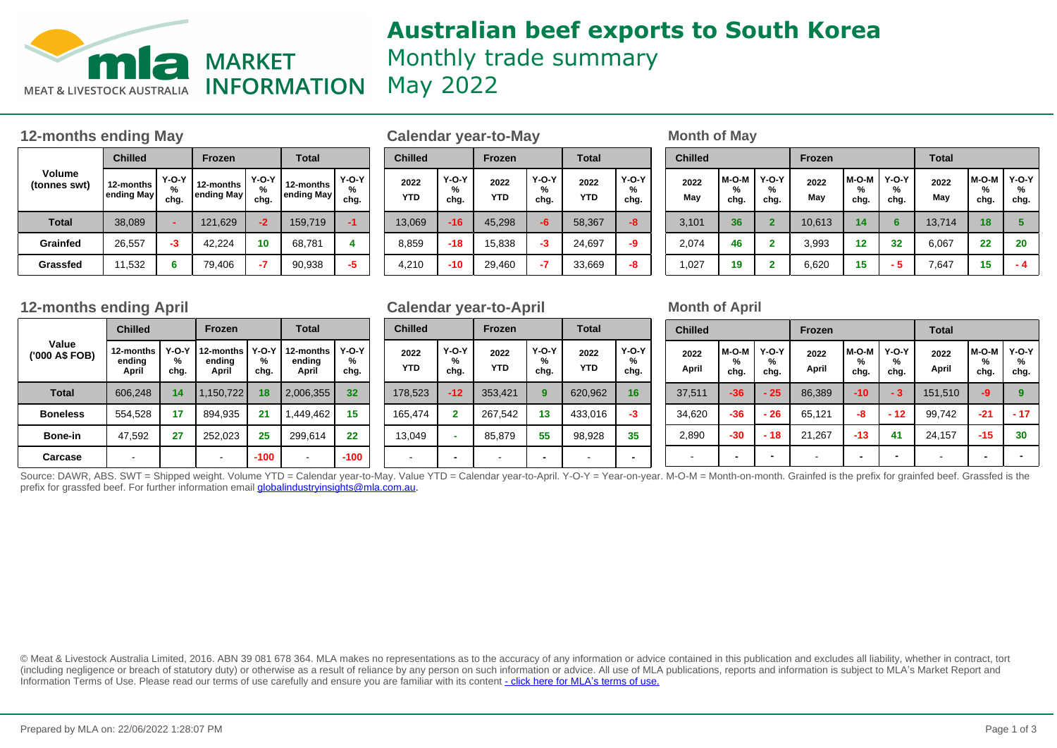# Australian beef exports to South Korea

Monthly trade summary

May 2022

## 12-months ending May

| Volume (tonnes swt) | Chilled | | Frozen | | Total | |
|---|---|---|---|---|---|---|
| | 12-months ending May | Y-O-Y % chg. | 12-months ending May | Y-O-Y % chg. | 12-months ending May | Y-O-Y % chg. |
| **Total** | 38,089 | - | 121,629 | -2 | 159,719 | -1 |
| **Grainfed** | 26,557 | -3 | 42,224 | 10 | 68,781 | 4 |
| **Grassfed** | 11,532 | 6 | 79,406 | -7 | 90,938 | -5 |

## Calendar year-to-May

| Chilled | | Frozen | | Total | |
|---|---|---|---|---|---|
| 2022 YTD | Y-O-Y % chg. | 2022 YTD | Y-O-Y % chg. | 2022 YTD | Y-O-Y % chg. |
| 13,069 | -16 | 45,298 | -6 | 58,367 | -8 |
| 8,859 | -18 | 15,838 | -3 | 24,697 | -9 |
| 4,210 | -10 | 29,460 | -7 | 33,669 | -8 |

## Month of May

| Chilled | | | Frozen | | | Total | | |
|---|---|---|---|---|---|---|---|---|
| 2022 May | M-O-M % chg. | Y-O-Y % chg. | 2022 May | M-O-M % chg. | Y-O-Y % chg. | 2022 May | M-O-M % chg. | Y-O-Y % chg. |
| 3,101 | 36 | 2 | 10,613 | 14 | 6 | 13,714 | 18 | 5 |
| 2,074 | 46 | 2 | 3,993 | 12 | 32 | 6,067 | 22 | 20 |
| 1,027 | 19 | 2 | 6,620 | 15 | - 5 | 7,647 | 15 | - 4 |

## 12-months ending April

| Value ('000 A$ FOB) | Chilled | | Frozen | | Total | |
|---|---|---|---|---|---|---|
| | 12-months ending April | Y-O-Y % chg. | 12-months ending April | Y-O-Y % chg. | 12-months ending April | Y-O-Y % chg. |
| **Total** | 606,248 | 14 | 1,150,722 | 18 | 2,006,355 | 32 |
| **Boneless** | 554,528 | 17 | 894,935 | 21 | 1,449,462 | 15 |
| **Bone-in** | 47,592 | 27 | 252,023 | 25 | 299,614 | 22 |
| **Carcase** | - | | - | -100 | - | -100 |

## Calendar year-to-April

| Chilled | | Frozen | | Total | |
|---|---|---|---|---|---|
| 2022 YTD | Y-O-Y % chg. | 2022 YTD | Y-O-Y % chg. | 2022 YTD | Y-O-Y % chg. |
| 178,523 | -12 | 353,421 | 9 | 620,962 | 16 |
| 165,474 | 2 | 267,542 | 13 | 433,016 | -3 |
| 13,049 | - | 85,879 | 55 | 98,928 | 35 |
| - | - | - | - | - | - |

## Month of April

| Chilled | | | Frozen | | | Total | | |
|---|---|---|---|---|---|---|---|---|
| 2022 April | M-O-M % chg. | Y-O-Y % chg. | 2022 April | M-O-M % chg. | Y-O-Y % chg. | 2022 April | M-O-M % chg. | Y-O-Y % chg. |
| 37,511 | -36 | - 25 | 86,389 | -10 | - 3 | 151,510 | -9 | 9 |
| 34,620 | -36 | - 26 | 65,121 | -8 | - 12 | 99,742 | -21 | - 17 |
| 2,890 | -30 | - 18 | 21,267 | -13 | 41 | 24,157 | -15 | 30 |
| - | - | - | - | - | - | - | - | - |

Source: DAWR, ABS. SWT = Shipped weight. Volume YTD = Calendar year-to-May. Value YTD = Calendar year-to-April. Y-O-Y = Year-on-year. M-O-M = Month-on-month. Grainfed is the prefix for grainfed beef. Grassfed is the prefix for grassfed beef. For further information email globalindustryinsights@mla.com.au.

© Meat & Livestock Australia Limited, 2016. ABN 39 081 678 364. MLA makes no representations as to the accuracy of any information or advice contained in this publication and excludes all liability, whether in contract, tort (including negligence or breach of statutory duty) or otherwise as a result of reliance by any person on such information or advice. All use of MLA publications, reports and information is subject to MLA's Market Report and Information Terms of Use. Please read our terms of use carefully and ensure you are familiar with its content - click here for MLA's terms of use.

Prepared by MLA on: 22/06/2022 1:28:07 PM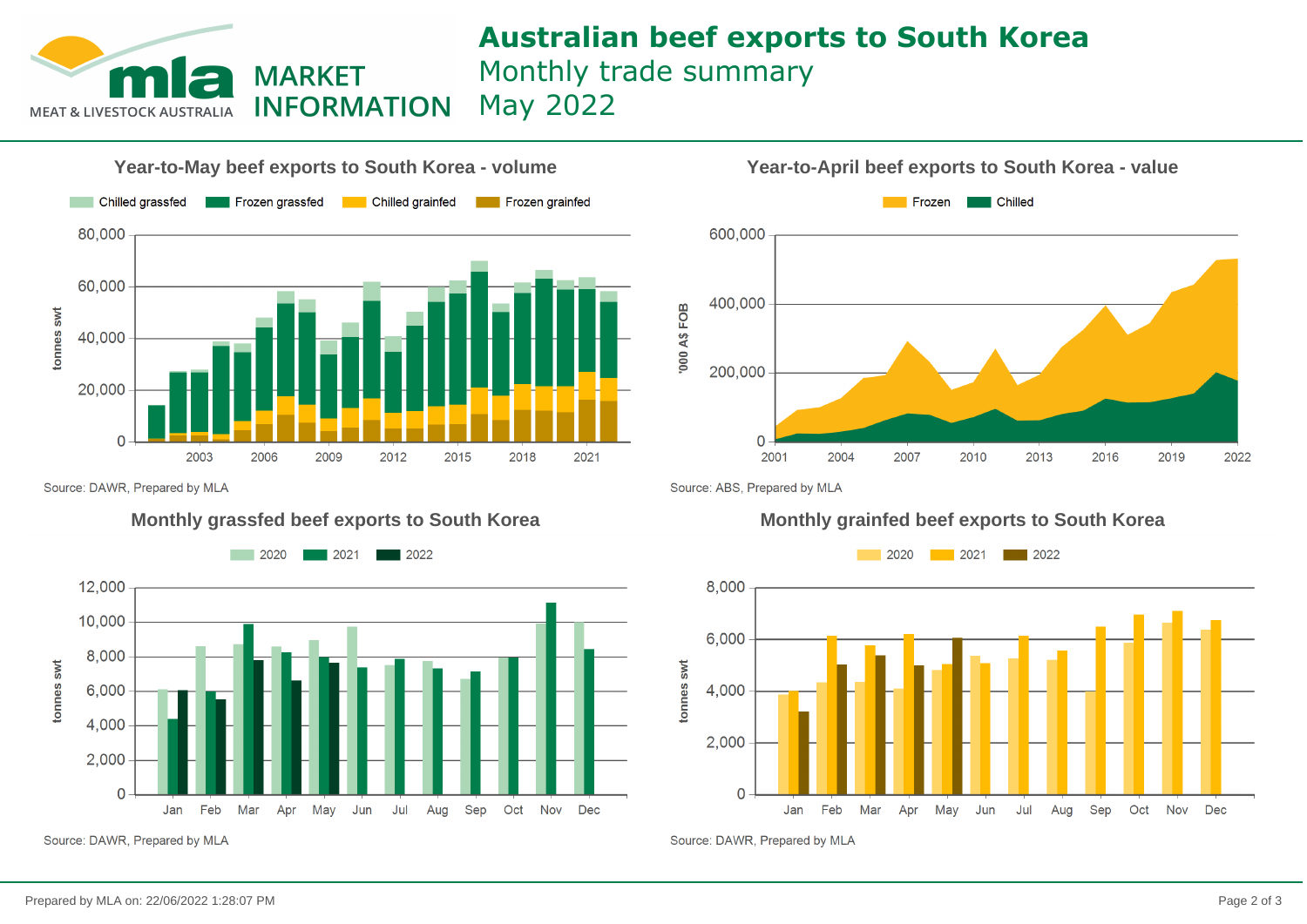# Australian beef exports to South Korea

Monthly trade summary

May 2022

MLA MARKET INFORMATION — MEAT & LIVESTOCK AUSTRALIA

## Year-to-May beef exports to South Korea - volume

Chilled grassfed | Frozen grassfed | Chilled grainfed | Frozen grainfed

tonnes swt

Source: DAWR, Prepared by MLA

## Year-to-April beef exports to South Korea - value

Frozen | Chilled

'000 A$ FOB

Source: ABS, Prepared by MLA

## Monthly grassfed beef exports to South Korea

2020 | 2021 | 2022

tonnes swt

Source: DAWR, Prepared by MLA

## Monthly grainfed beef exports to South Korea

2020 | 2021 | 2022

tonnes swt

Source: DAWR, Prepared by MLA

Prepared by MLA on: 22/06/2022 1:28:07 PM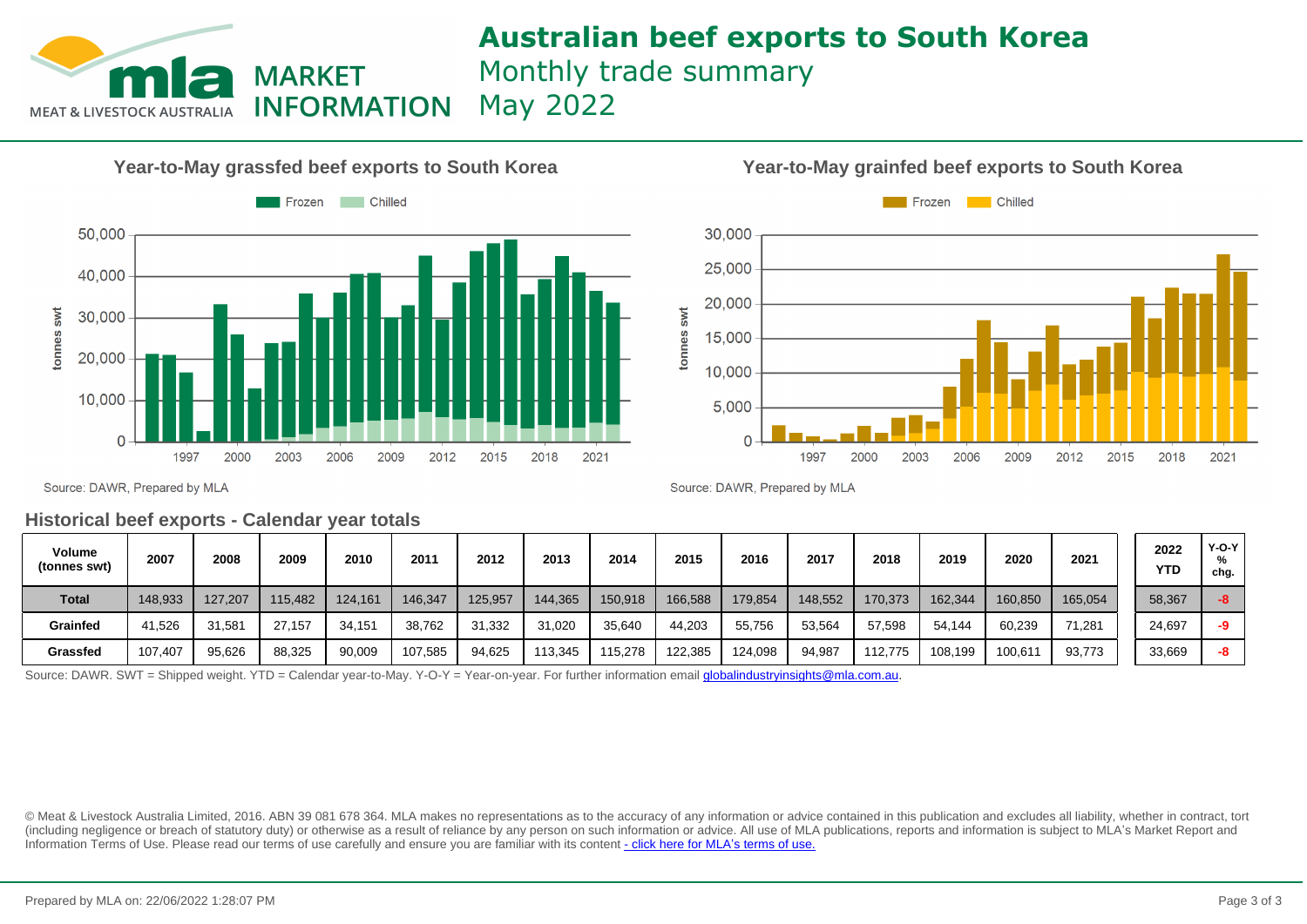# Australian beef exports to South Korea

Monthly trade summary

May 2022

MEAT & LIVESTOCK AUSTRALIA — MARKET INFORMATION

## Year-to-May grassfed beef exports to South Korea

Frozen
Chilled

tonnes swt

50,000
40,000
30,000
20,000
10,000
0

1997 2000 2003 2006 2009 2012 2015 2018 2021

Source: DAWR, Prepared by MLA

## Year-to-May grainfed beef exports to South Korea

Frozen
Chilled

tonnes swt

30,000
25,000
20,000
15,000
10,000
5,000
0

1997 2000 2003 2006 2009 2012 2015 2018 2021

Source: DAWR, Prepared by MLA

## Historical beef exports - Calendar year totals

| Volume (tonnes swt) | 2007 | 2008 | 2009 | 2010 | 2011 | 2012 | 2013 | 2014 | 2015 | 2016 | 2017 | 2018 | 2019 | 2020 | 2021 | 2022 YTD | Y-O-Y % chg. |
|---|---|---|---|---|---|---|---|---|---|---|---|---|---|---|---|---|---|
| **Total** | 148,933 | 127,207 | 115,482 | 124,161 | 146,347 | 125,957 | 144,365 | 150,918 | 166,588 | 179,854 | 148,552 | 170,373 | 162,344 | 160,850 | 165,054 | 58,367 | -8 |
| **Grainfed** | 41,526 | 31,581 | 27,157 | 34,151 | 38,762 | 31,332 | 31,020 | 35,640 | 44,203 | 55,756 | 53,564 | 57,598 | 54,144 | 60,239 | 71,281 | 24,697 | -9 |
| **Grassfed** | 107,407 | 95,626 | 88,325 | 90,009 | 107,585 | 94,625 | 113,345 | 115,278 | 122,385 | 124,098 | 94,987 | 112,775 | 108,199 | 100,611 | 93,773 | 33,669 | -8 |

Source: DAWR. SWT = Shipped weight. YTD = Calendar year-to-May. Y-O-Y = Year-on-year. For further information email globalindustryinsights@mla.com.au.

© Meat & Livestock Australia Limited, 2016. ABN 39 081 678 364. MLA makes no representations as to the accuracy of any information or advice contained in this publication and excludes all liability, whether in contract, tort (including negligence or breach of statutory duty) or otherwise as a result of reliance by any person on such information or advice. All use of MLA publications, reports and information is subject to MLA's Market Report and Information Terms of Use. Please read our terms of use carefully and ensure you are familiar with its content - click here for MLA's terms of use.

Prepared by MLA on: 22/06/2022 1:28:07 PM